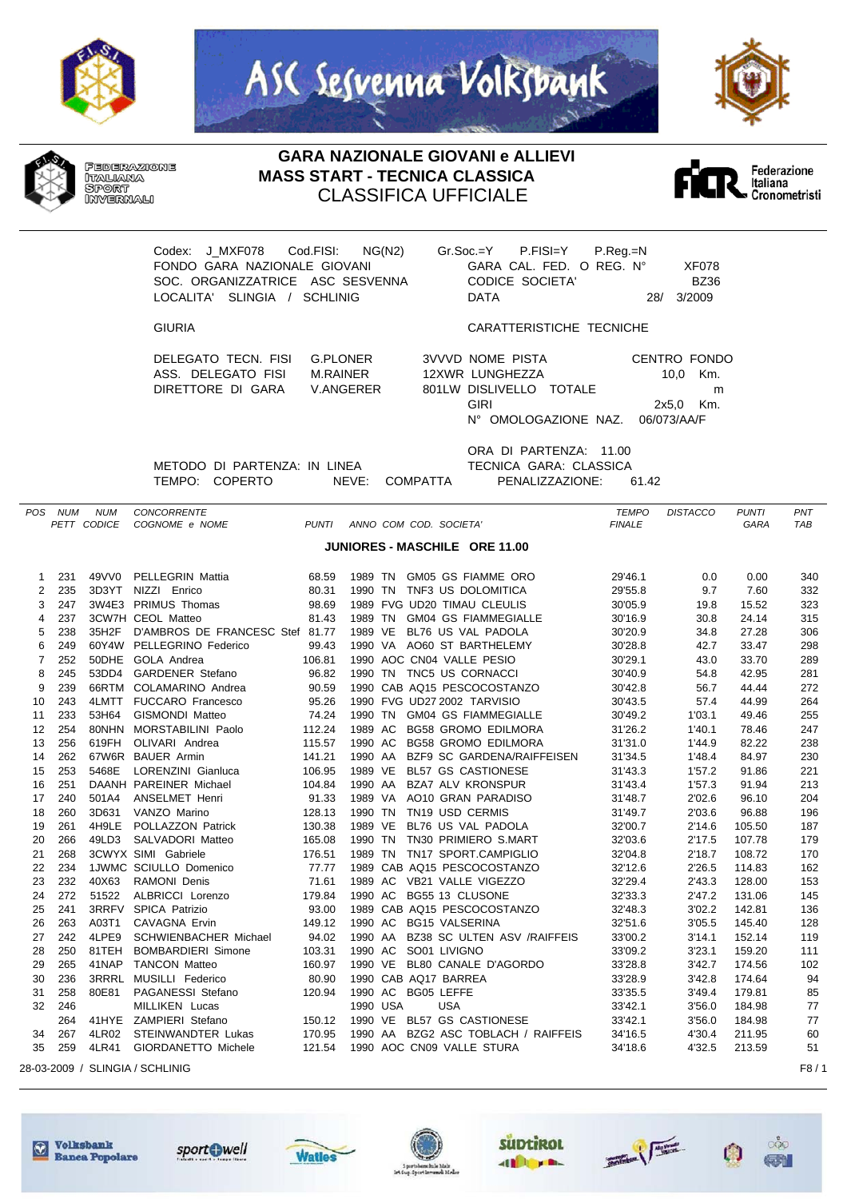ASC Sesvenna Volksbank

FEDERAZIONE ITALIANA SPORT INVERNALI

# GARA NAZIONALE GIOVANI e ALLIEVI
## MASS START - TECNICA CLASSICA
## CLASSIFICA UFFICIALE

Federazione Italiana Cronometristi

Codex: J_MXF078  Cod.FISI: NG(N2)  Gr.Soc.=Y  P.FISI=Y  P.Reg.=N
FONDO GARA NAZIONALE GIOVANI  GARA CAL. FED. O REG. N° XF078
SOC. ORGANIZZATRICE ASC SESVENNA  CODICE SOCIETA' BZ36
LOCALITA' SLINGIA / SCHLINIG  DATA 28/ 3/2009

GIURIA  CARATTERISTICHE TECNICHE

DELEGATO TECN. FISI G.PLONER  3VVVD NOME PISTA CENTRO FONDO
ASS. DELEGATO FISI M.RAINER  12XWR LUNGHEZZA 10,0 Km.
DIRETTORE DI GARA V.ANGERER  801LW DISLIVELLO TOTALE m
GIRI 2x5,0 Km.
N° OMOLOGAZIONE NAZ. 06/073/AA/F

ORA DI PARTENZA: 11.00
METODO DI PARTENZA: IN LINEA  TECNICA GARA: CLASSICA
TEMPO: COPERTO  NEVE: COMPATTA  PENALIZZAZIONE: 61.42

**JUNIORES - MASCHILE ORE 11.00**

| POS | NUM PETT | NUM CODICE | CONCORRENTE COGNOME e NOME | PUNTI | ANNO | COM | COD. | SOCIETA' | TEMPO FINALE | DISTACCO | PUNTI GARA | PNT TAB |
|---|---|---|---|---|---|---|---|---|---|---|---|---|
| 1 | 231 | 49VV0 | PELLEGRIN Mattia | 68.59 | 1989 | TN | GM05 | GS FIAMME ORO | 29'46.1 | 0.0 | 0.00 | 340 |
| 2 | 235 | 3D3YT | NIZZI Enrico | 80.31 | 1990 | TN | TNF3 | US DOLOMITICA | 29'55.8 | 9.7 | 7.60 | 332 |
| 3 | 247 | 3W4E3 | PRIMUS Thomas | 98.69 | 1989 | FVG | UD20 | TIMAU CLEULIS | 30'05.9 | 19.8 | 15.52 | 323 |
| 4 | 237 | 3CW7H | CEOL Matteo | 81.43 | 1989 | TN | GM04 | GS FIAMMEGIALLE | 30'16.9 | 30.8 | 24.14 | 315 |
| 5 | 238 | 35H2F | D'AMBROS DE FRANCESC Stef | 81.77 | 1989 | VE | BL76 | US VAL PADOLA | 30'20.9 | 34.8 | 27.28 | 306 |
| 6 | 249 | 60Y4W | PELLEGRINO Federico | 99.43 | 1990 | VA | AO60 | ST BARTHELEMY | 30'28.8 | 42.7 | 33.47 | 298 |
| 7 | 252 | 50DHE | GOLA Andrea | 106.81 | 1990 | AOC | CN04 | VALLE PESIO | 30'29.1 | 43.0 | 33.70 | 289 |
| 8 | 245 | 53DD4 | GARDENER Stefano | 96.82 | 1990 | TN | TNC5 | US CORNACCI | 30'40.9 | 54.8 | 42.95 | 281 |
| 9 | 239 | 66RTM | COLAMARINO Andrea | 90.59 | 1990 | CAB | AQ15 | PESCOCOSTANZO | 30'42.8 | 56.7 | 44.44 | 272 |
| 10 | 243 | 4LMTT | FUCCARO Francesco | 95.26 | 1990 | FVG | UD27 | 2002 TARVISIO | 30'43.5 | 57.4 | 44.99 | 264 |
| 11 | 233 | 53H64 | GISMONDI Matteo | 74.24 | 1990 | TN | GM04 | GS FIAMMEGIALLE | 30'49.2 | 1'03.1 | 49.46 | 255 |
| 12 | 254 | 80NHN | MORSTABILINI Paolo | 112.24 | 1989 | AC | BG58 | GROMO EDILMORA | 31'26.2 | 1'40.1 | 78.46 | 247 |
| 13 | 256 | 619FH | OLIVARI Andrea | 115.57 | 1990 | AC | BG58 | GROMO EDILMORA | 31'31.0 | 1'44.9 | 82.22 | 238 |
| 14 | 262 | 67W6R | BAUER Armin | 141.21 | 1990 | AA | BZF9 | SC GARDENA/RAIFFEISEN | 31'34.5 | 1'48.4 | 84.97 | 230 |
| 15 | 253 | 5468E | LORENZINI Gianluca | 106.95 | 1989 | VE | BL57 | GS CASTIONESE | 31'43.3 | 1'57.2 | 91.86 | 221 |
| 16 | 251 | DAANH | PAREINER Michael | 104.84 | 1990 | AA | BZA7 | ALV KRONSPUR | 31'43.4 | 1'57.3 | 91.94 | 213 |
| 17 | 240 | 501A4 | ANSELMET Henri | 91.33 | 1989 | VA | AO10 | GRAN PARADISO | 31'48.7 | 2'02.6 | 96.10 | 204 |
| 18 | 260 | 3D631 | VANZO Marino | 128.13 | 1990 | TN | TN19 | USD CERMIS | 31'49.7 | 2'03.6 | 96.88 | 196 |
| 19 | 261 | 4H9LE | POLLAZZON Patrick | 130.38 | 1989 | VE | BL76 | US VAL PADOLA | 32'00.7 | 2'14.6 | 105.50 | 187 |
| 20 | 266 | 49LD3 | SALVADORI Matteo | 165.08 | 1990 | TN | TN30 | PRIMIERO S.MART | 32'03.6 | 2'17.5 | 107.78 | 179 |
| 21 | 268 | 3CWYX | SIMI Gabriele | 176.51 | 1989 | TN | TN17 | SPORT.CAMPIGLIO | 32'04.8 | 2'18.7 | 108.72 | 170 |
| 22 | 234 | 1JWMC | SCIULLO Domenico | 77.77 | 1989 | CAB | AQ15 | PESCOCOSTANZO | 32'12.6 | 2'26.5 | 114.83 | 162 |
| 23 | 232 | 40X63 | RAMONI Denis | 71.61 | 1989 | AC | VB21 | VALLE VIGEZZO | 32'29.4 | 2'43.3 | 128.00 | 153 |
| 24 | 272 | 51522 | ALBRICCI Lorenzo | 179.84 | 1990 | AC | BG55 | 13 CLUSONE | 32'33.3 | 2'47.2 | 131.06 | 145 |
| 25 | 241 | 3RRFV | SPICA Patrizio | 93.00 | 1989 | CAB | AQ15 | PESCOCOSTANZO | 32'48.3 | 3'02.2 | 142.81 | 136 |
| 26 | 263 | A03T1 | CAVAGNA Ervin | 149.12 | 1990 | AC | BG15 | VALSERINA | 32'51.6 | 3'05.5 | 145.40 | 128 |
| 27 | 242 | 4LPE9 | SCHWIENBACHER Michael | 94.02 | 1990 | AA | BZ38 | SC ULTEN ASV /RAIFFEIS | 33'00.2 | 3'14.1 | 152.14 | 119 |
| 28 | 250 | 81TEH | BOMBARDIERI Simone | 103.31 | 1990 | AC | SO01 | LIVIGNO | 33'09.2 | 3'23.1 | 159.20 | 111 |
| 29 | 265 | 41NAP | TANCON Matteo | 160.97 | 1990 | VE | BL80 | CANALE D'AGORDO | 33'28.8 | 3'42.7 | 174.56 | 102 |
| 30 | 236 | 3RRRL | MUSILLI Federico | 80.90 | 1990 | CAB | AQ17 | BARREA | 33'28.9 | 3'42.8 | 174.64 | 94 |
| 31 | 258 | 80E81 | PAGANESSI Stefano | 120.94 | 1990 | AC | BG05 | LEFFE | 33'35.5 | 3'49.4 | 179.81 | 85 |
| 32 | 246 | | MILLIKEN Lucas | | 1990 | USA | | USA | 33'42.1 | 3'56.0 | 184.98 | 77 |
| | 264 | 41HYE | ZAMPIERI Stefano | 150.12 | 1990 | VE | BL57 | GS CASTIONESE | 33'42.1 | 3'56.0 | 184.98 | 77 |
| 34 | 267 | 4LR02 | STEINWANDTER Lukas | 170.95 | 1990 | AA | BZG2 | ASC TOBLACH / RAIFFEIS | 34'16.5 | 4'30.4 | 211.95 | 60 |
| 35 | 259 | 4LR41 | GIORDANETTO Michele | 121.54 | 1990 | AOC | CN09 | VALLE STURA | 34'18.6 | 4'32.5 | 213.59 | 51 |

28-03-2009 / SLINGIA / SCHLINIG  F8 / 1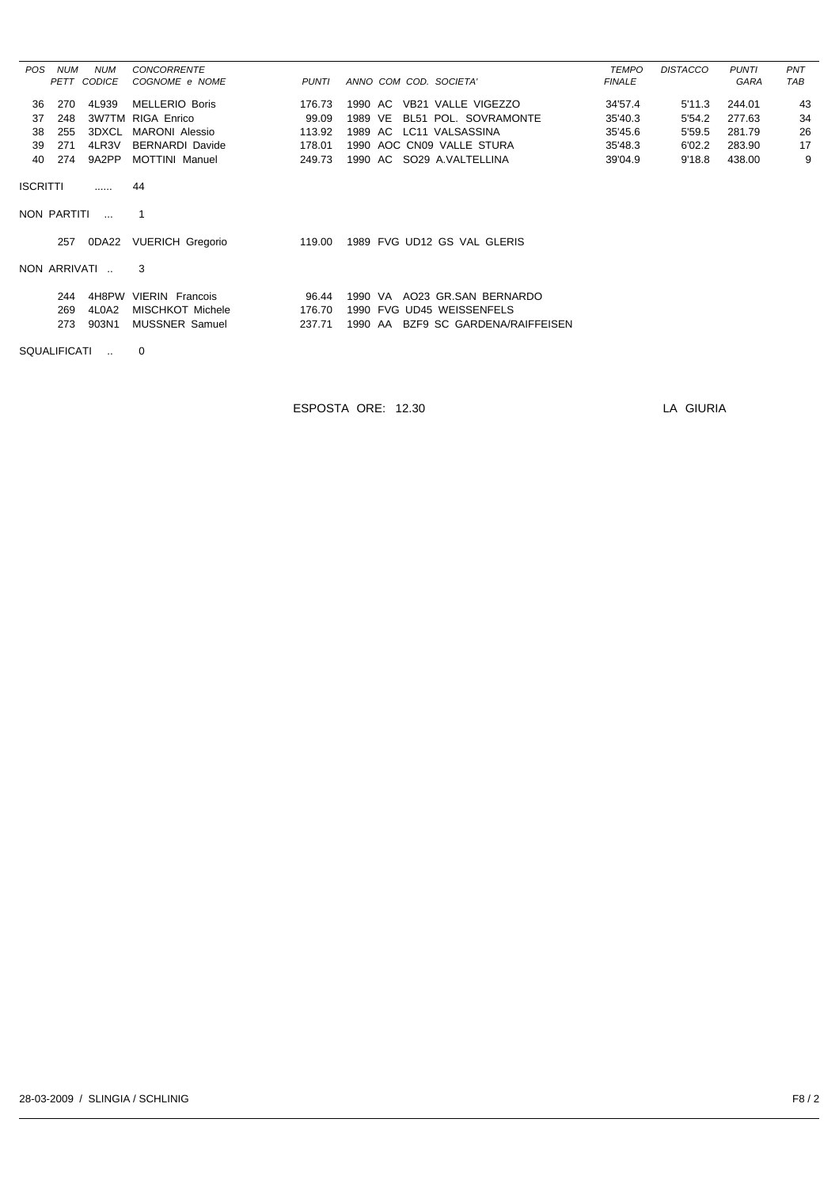| POS | NUM PETT | NUM CODICE | CONCORRENTE COGNOME e NOME | PUNTI | ANNO | COM | COD. | SOCIETA' | TEMPO FINALE | DISTACCO | PUNTI GARA | PNT TAB |
|---|---|---|---|---|---|---|---|---|---|---|---|---|
| 36 | 270 | 4L939 | MELLERIO Boris | 176.73 | 1990 | AC | VB21 | VALLE VIGEZZO | 34'57.4 | 5'11.3 | 244.01 | 43 |
| 37 | 248 | 3W7TM | RIGA Enrico | 99.09 | 1989 | VE | BL51 | POL. SOVRAMONTE | 35'40.3 | 5'54.2 | 277.63 | 34 |
| 38 | 255 | 3DXCL | MARONI Alessio | 113.92 | 1989 | AC | LC11 | VALSASSINA | 35'45.6 | 5'59.5 | 281.79 | 26 |
| 39 | 271 | 4LR3V | BERNARDI Davide | 178.01 | 1990 | AOC | CN09 | VALLE STURA | 35'48.3 | 6'02.2 | 283.90 | 17 |
| 40 | 274 | 9A2PP | MOTTINI Manuel | 249.73 | 1990 | AC | SO29 | A.VALTELLINA | 39'04.9 | 9'18.8 | 438.00 | 9 |

ISCRITTI ...... 44

NON PARTITI ... 1

| NUM PETT | NUM CODICE | COGNOME e NOME | PUNTI | ANNO | COM | COD. | SOCIETA' |
|---|---|---|---|---|---|---|---|
| 257 | 0DA22 | VUERICH Gregorio | 119.00 | 1989 | FVG | UD12 | GS VAL GLERIS |

NON ARRIVATI .. 3

| NUM PETT | NUM CODICE | COGNOME e NOME | PUNTI | ANNO | COM | COD. | SOCIETA' |
|---|---|---|---|---|---|---|---|
| 244 | 4H8PW | VIERIN Francois | 96.44 | 1990 | VA | AO23 | GR.SAN BERNARDO |
| 269 | 4L0A2 | MISCHKOT Michele | 176.70 | 1990 | FVG | UD45 | WEISSENFELS |
| 273 | 903N1 | MUSSNER Samuel | 237.71 | 1990 | AA | BZF9 | SC GARDENA/RAIFFEISEN |

SQUALIFICATI .. 0

ESPOSTA ORE: 12.30

LA GIURIA

28-03-2009 / SLINGIA / SCHLINIG